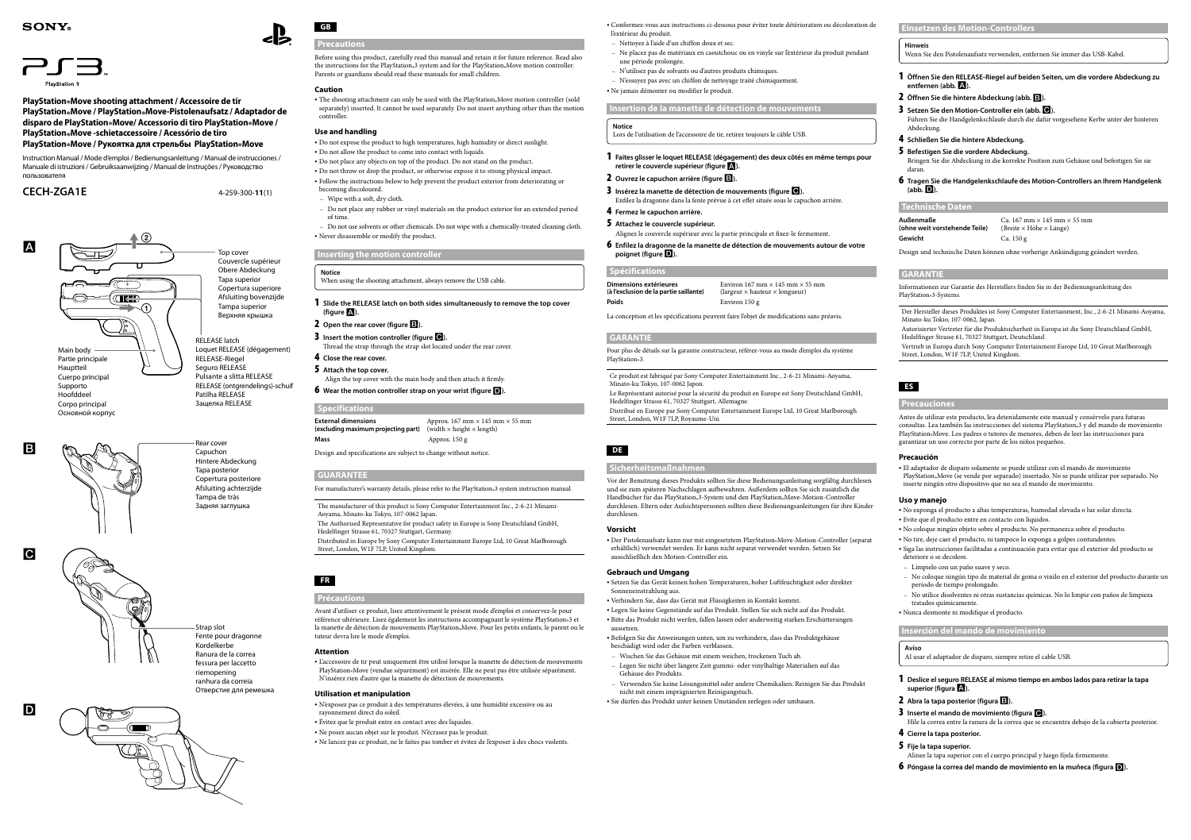SONY

PlayStation 3

**PlayStation®Move shooting attachment / Accessoire de tir PlayStation®Move / PlayStation®Move-Pistolenaufsatz / Adaptador de disparo de PlayStation®Move/ Accessorio di tiro PlayStation®Move / PlayStation®Move -schietaccessoire / Acessório de tiro PlayStation®Move / Рукоятка для стрельбы PlayStation®Move**

Instruction Manual / Mode d'emploi / Bedienungsanleitung / Manual de instrucciones / Manuale di istruzioni / Gebruiksaanwijzing / Manual de Instruções / Руководство пользователя

**CECH-ZGA1E** 4-259-300-**11**(1)

A

Top cover / Couvercle supérieur / Obere Abdeckung / Tapa superior / Copertura superiore / Afsluiting bovenzijde / Tampa superior / Верхняя крышка

RELEASE latch / Loquet RELEASE (dégagement) / RELEASE-Riegel / Seguro RELEASE / Pulsante a slitta RELEASE / RELEASE (ontgrendelings)-schuif / Patilha RELEASE / Защелка RELEASE

Main body / Partie principale / Hauptteil / Cuerpo principal / Supporto / Hoofddeel / Corpo principal / Основной корпус

B

Rear cover / Capuchon / Hintere Abdeckung / Tapa posterior / Copertura posteriore / Afsluiting achterzijde / Tampa de trás / Задняя заглушка

C

Strap slot / Fente pour dragonne / Kordelkerbe / Ranura de la correa / fessura per laccetto / riemopening / ranhura da correia / Отверстие для ремешка

D

## GB

### Precautions

Before using this product, carefully read this manual and retain it for future reference. Read also the instructions for the PlayStation®3 system and for the PlayStation®Move motion controller. Parents or guardians should read these manuals for small children.

#### Caution

- The shooting attachment can only be used with the PlayStation®Move motion controller (sold separately) inserted. It cannot be used separately. Do not insert anything other than the motion controller.

#### Use and handling

- Do not expose the product to high temperatures, high humidity or direct sunlight.
- Do not allow the product to come into contact with liquids.
- Do not place any objects on top of the product. Do not stand on the product.
- Do not throw or drop the product, or otherwise expose it to strong physical impact.
- Follow the instructions below to help prevent the product exterior from deteriorating or becoming discoloured.
  - Wipe with a soft, dry cloth.
  - Do not place any rubber or vinyl materials on the product exterior for an extended period of time.
  - Do not use solvents or other chemicals. Do not wipe with a chemically-treated cleaning cloth.
- Never disassemble or modify the product.

### Inserting the motion controller

**Notice**
When using the shooting attachment, always remove the USB cable.

1. **Slide the RELEASE latch on both sides simultaneously to remove the top cover (figure A).**
2. **Open the rear cover (figure B).**
3. **Insert the motion controller (figure C).**
   Thread the strap through the strap slot located under the rear cover.
4. **Close the rear cover.**
5. **Attach the top cover.**
   Align the top cover with the main body and then attach it firmly.
6. **Wear the motion controller strap on your wrist (figure D).**

### Specifications

| | |
|---|---|
| **External dimensions (excluding maximum projecting part)** | Approx. 167 mm × 145 mm × 55 mm (width × height × length) |
| **Mass** | Approx. 150 g |

Design and specifications are subject to change without notice.

### GUARANTEE

For manufacturer's warranty details, please refer to the PlayStation®3 system instruction manual.

The manufacturer of this product is Sony Computer Entertainment Inc., 2-6-21 Minami-Aoyama, Minato-ku Tokyo, 107-0062 Japan.

The Authorised Representative for product safety in Europe is Sony Deutschland GmbH, Hedelfinger Strasse 61, 70327 Stuttgart, Germany.

Distributed in Europe by Sony Computer Entertainment Europe Ltd, 10 Great Marlborough Street, London, W1F 7LP, United Kingdom.

## FR

### Précautions

Avant d'utiliser ce produit, lisez attentivement le présent mode d'emploi et conservez-le pour référence ultérieure. Lisez également les instructions accompagnant le système PlayStation®3 et la manette de détection de mouvements PlayStation®Move. Pour les petits enfants, le parent ou le tuteur devra lire le mode d'emploi.

#### Attention

- L'accessoire de tir peut uniquement être utilisé lorsque la manette de détection de mouvements PlayStation®Move (vendue séparément) est insérée. Elle ne peut pas être utilisée séparément. N'insérez rien d'autre que la manette de détection de mouvements.

#### Utilisation et manipulation

- N'exposez pas ce produit à des températures élevées, à une humidité excessive ou au rayonnement direct du soleil.
- Évitez que le produit entre en contact avec des liquides.
- Ne posez aucun objet sur le produit. N'écrasez pas le produit.
- Ne lancez pas ce produit, ne le faites pas tomber et évitez de l'exposer à des chocs violents.
- Conformez-vous aux instructions ci-dessous pour éviter toute détérioration ou décoloration de l'extérieur du produit.
  - Nettoyez à l'aide d'un chiffon doux et sec.
  - Ne placez pas de matériaux en caoutchouc ou en vinyle sur l'extérieur du produit pendant une période prolongée.
  - N'utilisez pas de solvants ou d'autres produits chimiques.
  - N'essuyez pas avec un chiffon de nettoyage traité chimiquement.
- Ne jamais démonter ou modifier le produit.

### Insertion de la manette de détection de mouvements

**Notice**
Lors de l'utilisation de l'accessoire de tir, retirez toujours le câble USB.

1. **Faites glisser le loquet RELEASE (dégagement) des deux côtés en même temps pour retirer le couvercle supérieur (figure A).**
2. **Ouvrez le capuchon arrière (figure B).**
3. **Insérez la manette de détection de mouvements (figure C).**
   Enfilez la dragonne dans la fente prévue à cet effet située sous le capuchon arrière.
4. **Fermez le capuchon arrière.**
5. **Attachez le couvercle supérieur.**
   Alignez le couvercle supérieur avec la partie principale et fixez-le fermement.
6. **Enfilez la dragonne de la manette de détection de mouvements autour de votre poignet (figure D).**

### Spécifications

| | |
|---|---|
| **Dimensions extérieures (à l'exclusion de la partie saillante)** | Environ 167 mm × 145 mm × 55 mm (largeur × hauteur × longueur) |
| **Poids** | Environ 150 g |

La conception et les spécifications peuvent faire l'objet de modifications sans préavis.

### GARANTIE

Pour plus de détails sur la garantie constructeur, référez-vous au mode d'emploi du système PlayStation®3.

Ce produit est fabriqué par Sony Computer Entertainment Inc., 2-6-21 Minami-Aoyama, Minato-ku Tokyo, 107-0062 Japon.

Le Représentant autorisé pour la sécurité du produit en Europe est Sony Deutschland GmbH, Hedelfinger Strasse 61, 70327 Stuttgart, Allemagne.

Distribué en Europe par Sony Computer Entertainment Europe Ltd, 10 Great Marlborough Street, London, W1F 7LP, Royaume-Uni.

## DE

### Sicherheitsmaßnahmen

Vor der Benutzung dieses Produkts sollten Sie diese Bedienungsanleitung sorgfältig durchlesen und sie zum späteren Nachschlagen aufbewahren. Außerdem sollten Sie sich zusätzlich die Handbücher für das PlayStation®3-System und den PlayStation®Move-Motion-Controller durchlesen. Eltern oder Aufsichtspersonen sollten diese Bedienungsanleitungen für Kinder durchlesen.

#### Vorsicht

- Der Pistolenaufsatz kann nur mit eingesetztem PlayStation®Move-Motion-Controller (separat erhältlich) verwendet werden. Er kann nicht separat verwendet werden. Setzen Sie ausschließlich den Motion-Controller ein.

#### Gebrauch und Umgang

- Setzen Sie das Gerät keinen hohen Temperaturen, hoher Luftfeuchtigkeit oder direkter Sonneneinstrahlung aus.
- Verhindern Sie, dass das Gerät mit Flüssigkeiten in Kontakt kommt.
- Legen Sie keine Gegenstände auf das Produkt. Stellen Sie sich nicht auf das Produkt.
- Bitte das Produkt nicht werfen, fallen lassen oder anderweitig starken Erschütterungen aussetzen.
- Befolgen Sie die Anweisungen unten, um zu verhindern, dass das Produktgehäuse beschädigt wird oder die Farben verblassen.
  - Wischen Sie das Gehäuse mit einem weichen, trockenen Tuch ab.
  - Legen Sie nicht über längere Zeit gummi- oder vinylhaltige Materialien auf das Gehäuse des Produkts.
  - Verwenden Sie keine Lösungsmittel oder andere Chemikalien. Reinigen Sie das Produkt nicht mit einem imprägnierten Reinigungstuch.
- Sie dürfen das Produkt unter keinen Umständen zerlegen oder umbauen.

### Einsetzen des Motion-Controllers

**Hinweis**
Wenn Sie den Pistolenaufsatz verwenden, entfernen Sie immer das USB-Kabel.

1. **Öffnen Sie den RELEASE-Riegel auf beiden Seiten, um die vordere Abdeckung zu entfernen (abb. A).**
2. **Öffnen Sie die hintere Abdeckung (abb. B).**
3. **Setzen Sie den Motion-Controller ein (abb. C).**
   Führen Sie die Handgelenkschlaufe durch die dafür vorgesehene Kerbe unter der hinteren Abdeckung.
4. **Schließen Sie die hintere Abdeckung.**
5. **Befestigen Sie die vordere Abdeckung.**
   Bringen Sie die Abdeckung in die korrekte Position zum Gehäuse und befestigen Sie sie daran.
6. **Tragen Sie die Handgelenkschlaufe des Motion-Controllers an Ihrem Handgelenk (abb. D).**

### Technische Daten

| | |
|---|---|
| **Außenmaße (ohne weit vorstehende Teile)** | Ca. 167 mm × 145 mm × 55 mm (Breite × Höhe × Länge) |
| **Gewicht** | Ca. 150 g |

Design und technische Daten können ohne vorherige Ankündigung geändert werden.

### GARANTIE

Informationen zur Garantie des Herstellers finden Sie in der Bedienungsanleitung des PlayStation®3-Systems.

Der Hersteller dieses Produktes ist Sony Computer Entertainment, Inc., 2-6-21 Minami-Aoyama, Minato-ku Tokyo, 107-0062, Japan.

Autorisierter Vertreter für die Produktsicherheit in Europa ist die Sony Deutschland GmbH, Hedelfinger Strasse 61, 70327 Stuttgart, Deutschland.

Vertrieb in Europa durch Sony Computer Entertainment Europe Ltd, 10 Great Marlborough Street, London, W1F 7LP, United Kingdom.

## ES

### Precauciones

Antes de utilizar este producto, lea detenidamente este manual y consérvelo para futuras consultas. Lea también las instrucciones del sistema PlayStation®3 y del mando de movimiento PlayStation®Move. Los padres o tutores de menores, deben de leer las instrucciones para garantizar un uso correcto por parte de los niños pequeños.

#### Precaución

- El adaptador de disparo solamente se puede utilizar con el mando de movimiento PlayStation®Move (se vende por separado) insertado. No se puede utilizar por separado. No inserte ningún otro dispositivo que no sea el mando de movimiento.

#### Uso y manejo

- No exponga el producto a altas temperaturas, humedad elevada o luz solar directa.
- Evite que el producto entre en contacto con líquidos.
- No coloque ningún objeto sobre el producto. No permanezca sobre el producto.
- No tire, deje caer el producto, ni tampoco lo exponga a golpes contundentes.
- Siga las instrucciones facilitadas a continuación para evitar que el exterior del producto se deteriore o se decolore.
  - Límpielo con un paño suave y seco.
  - No coloque ningún tipo de material de goma o vinilo en el exterior del producto durante un periodo de tiempo prolongado.
  - No utilice disolventes ni otras sustancias químicas. No lo limpie con paños de limpieza tratados químicamente.
- Nunca desmonte ni modifique el producto.

### Inserción del mando de movimiento

**Aviso**
Al usar el adaptador de disparo, siempre retire el cable USB.

1. **Deslice el seguro RELEASE al mismo tiempo en ambos lados para retirar la tapa superior (figura A).**
2. **Abra la tapa posterior (figura B).**
3. **Inserte el mando de movimiento (figura C).**
   Hile la correa entre la ranura de la correa que se encuentra debajo de la cubierta posterior.
4. **Cierre la tapa posterior.**
5. **Fije la tapa superior.**
   Alinee la tapa superior con el cuerpo principal y luego fíjela firmemente.
6. **Póngase la correa del mando de movimiento en la muñeca (figura D).**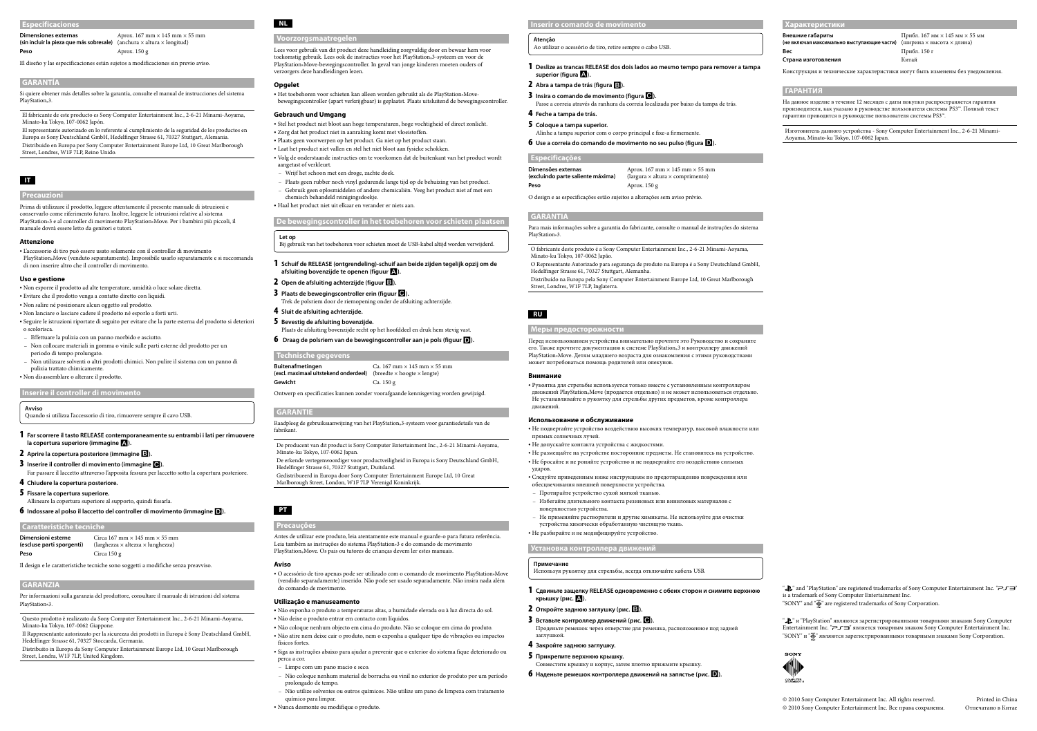## Especificaciones

| | |
|---|---|
| **Dimensiones externas (sin incluir la pieza que más sobresale)** | Aprox. 167 mm × 145 mm × 55 mm (anchura × altura × longitud) |
| **Peso** | Aprox. 150 g |

El diseño y las especificaciones están sujetos a modificaciones sin previo aviso.

## GARANTÍA

Si quiere obtener más detalles sobre la garantía, consulte el manual de instrucciones del sistema PlayStation®3.

El fabricante de este producto es Sony Computer Entertainment Inc., 2-6-21 Minami-Aoyama, Minato-ku Tokyo, 107-0062 Japón.

El representante autorizado en lo referente al cumplimiento de la seguridad de los productos en Europa es Sony Deutschland GmbH, Hedelfinger Strasse 61, 70327 Stuttgart, Alemania.

Distribuido en Europa por Sony Computer Entertainment Europe Ltd, 10 Great Marlborough Street, Londres, W1F 7LP, Reino Unido.

# IT

## Precauzioni

Prima di utilizzare il prodotto, leggere attentamente il presente manuale di istruzioni e conservarlo come riferimento futuro. Inoltre, leggere le istruzioni relative al sistema PlayStation®3 e al controller di movimento PlayStation®Move. Per i bambini più piccoli, il manuale dovrà essere letto da genitori e tutori.

### Attenzione

- L'accessorio di tiro può essere usato solamente con il controller di movimento PlayStation®Move (venduto separatamente). Impossibile usarlo separatamente e si raccomanda di non inserire altro che il controller di movimento.

### Uso e gestione

- Non esporre il prodotto ad alte temperature, umidità o luce solare diretta.
- Evitare che il prodotto venga a contatto diretto con liquidi.
- Non salire né posizionare alcun oggetto sul prodotto.
- Non lanciare o lasciare cadere il prodotto né esporlo a forti urti.
- Seguire le istruzioni riportate di seguito per evitare che la parte esterna del prodotto si deteriori o scolorisca.
  - Effettuare la pulizia con un panno morbido e asciutto.
  - Non collocare materiali in gomma o vinile sulle parti esterne del prodotto per un periodo di tempo prolungato.
  - Non utilizzare solventi o altri prodotti chimici. Non pulire il sistema con un panno di pulizia trattato chimicamente.
- Non disassemblare o alterare il prodotto.

## Inserire il controller di movimento

**Avviso**
Quando si utilizza l'accessorio di tiro, rimuovere sempre il cavo USB.

1. **Far scorrere il tasto RELEASE contemporaneamente su entrambi i lati per rimuovere la copertura superiore (immagine A).**
2. **Aprire la copertura posteriore (immagine B).**
3. **Inserire il controller di movimento (immagine C).**
   Far passare il laccetto attraverso l'apposita fessura per laccetto sotto la copertura posteriore.
4. **Chiudere la copertura posteriore.**
5. **Fissare la copertura superiore.**
   Allineare la copertura superiore al supporto, quindi fissarla.
6. **Indossare al polso il laccetto del controller di movimento (immagine D).**

## Caratteristiche tecniche

| | |
|---|---|
| **Dimensioni esterne (escluse parti sporgenti)** | Circa 167 mm × 145 mm × 55 mm (larghezza × altezza × lunghezza) |
| **Peso** | Circa 150 g |

Il design e le caratteristiche tecniche sono soggetti a modifiche senza preavviso.

## GARANZIA

Per informazioni sulla garanzia del produttore, consultare il manuale di istruzioni del sistema PlayStation®3.

Questo prodotto è realizzato da Sony Computer Entertainment Inc., 2-6-21 Minami-Aoyama, Minato-ku Tokyo, 107-0062 Giappone.

Il Rappresentante autorizzato per la sicurezza dei prodotti in Europa è Sony Deutschland GmbH, Hedelfinger Strasse 61, 70327 Stoccarda, Germania.

Distribuito in Europa da Sony Computer Entertainment Europe Ltd, 10 Great Marlborough Street, Londra, W1F 7LP, United Kingdom.

# NL

## Voorzorgsmaatregelen

Lees voor gebruik van dit product deze handleiding zorgvuldig door en bewaar hem voor toekomstig gebruik. Lees ook de instructies voor het PlayStation®3-systeem en voor de PlayStation®Move-bewegingscontroller. In geval van jonge kinderen moeten ouders of verzorgers deze handleidingen lezen.

### Opgelet

- Het toebehoren voor schieten kan alleen worden gebruikt als de PlayStation®Move-bewegingscontroller (apart verkrijgbaar) is geplaatst. Plaats uitsluitend de bewegingscontroller.

### Gebruik und Umgang

- Stel het product niet bloot aan hoge temperaturen, hoge vochtigheid of direct zonlicht.
- Zorg dat het product niet in aanraking komt met vloeistoffen.
- Plaats geen voorwerpen op het product. Ga niet op het product staan.
- Laat het product niet vallen en stel het niet bloot aan fysieke schokken.
- Volg de onderstaande instructies om te voorkomen dat de buitenkant van het product wordt aangetast of verkleurt.
  - Wrijf het schoon met een droge, zachte doek.
  - Plaats geen rubber noch vinyl gedurende lange tijd op de behuizing van het product.
  - Gebruik geen oplosmiddelen of andere chemicaliën. Veeg het product niet af met een chemisch behandeld reinigingsdoekje.
- Haal het product niet uit elkaar en verander er niets aan.

## De bewegingscontroller in het toebehoren voor schieten plaatsen

**Let op**
Bij gebruik van het toebehoren voor schieten moet de USB-kabel altijd worden verwijderd.

1. **Schuif de RELEASE (ontgrendeling)-schuif aan beide zijden tegelijk opzij om de afsluiting bovenzijde te openen (figuur A).**
2. **Open de afsluiting achterzijde (figuur B).**
3. **Plaats de bewegingscontroller erin (figuur C).**
   Trek de polsriem door de riemopening onder de afsluiting achterzijde.
4. **Sluit de afsluiting achterzijde.**
5. **Bevestig de afsluiting bovenzijde.**
   Plaats de afsluiting bovenzijde recht op het hoofddeel en druk hem stevig vast.
6. **Draag de polsriem van de bewegingscontroller aan je pols (figuur D).**

## Technische gegevens

| | |
|---|---|
| **Buitenafmetingen (excl. maximaal uitstekend onderdeel)** | Ca. 167 mm × 145 mm × 55 mm (breedte × hoogte × lengte) |
| **Gewicht** | Ca. 150 g |

Ontwerp en specificaties kunnen zonder voorafgaande kennisgeving worden gewijzigd.

## GARANTIE

Raadpleeg de gebruiksaanwijzing van het PlayStation®3-systeem voor garantiedetails van de fabrikant.

De producent van dit product is Sony Computer Entertainment Inc., 2-6-21 Minami-Aoyama, Minato-ku Tokyo, 107-0062 Japan.

De erkende vertegenwoordiger voor productveiligheid in Europa is Sony Deutschland GmbH, Hedelfinger Strasse 61, 70327 Stuttgart, Duitsland.

Gedistribueerd in Europa door Sony Computer Entertainment Europe Ltd, 10 Great Marlborough Street, London, W1F 7LP Verenigd Koninkrijk.

# PT

## Precauções

Antes de utilizar este produto, leia atentamente este manual e guarde-o para futura referência. Leia também as instruções do sistema PlayStation®3 e do comando de movimento PlayStation®Move. Os pais ou tutores de crianças devem ler estes manuais.

### Aviso

- O acessório de tiro apenas pode ser utilizado com o comando de movimento PlayStation®Move (vendido separadamente) inserido. Não pode ser usado separadamente. Não insira nada além do comando de movimento.

### Utilização e manuseamento

- Não exponha o produto a temperaturas altas, a humidade elevada ou à luz directa do sol.
- Não deixe o produto entrar em contacto com líquidos.
- Não coloque nenhum objecto em cima do produto. Não se coloque em cima do produto.
- Não atire nem deixe cair o produto, nem o exponha a qualquer tipo de vibrações ou impactos físicos fortes.
- Siga as instruções abaixo para ajudar a prevenir que o exterior do sistema fique deteriorado ou perca a cor.
  - Limpe com um pano macio e seco.
  - Não coloque nenhum material de borracha ou vinil no exterior do produto por um período prolongado de tempo.
  - Não utilize solventes ou outros químicos. Não utilize um pano de limpeza com tratamento químico para limpar.
- Nunca desmonte ou modifique o produto.

## Inserir o comando de movimento

**Atenção**
Ao utilizar o acessório de tiro, retire sempre o cabo USB.

1. **Deslize as trancas RELEASE dos dois lados ao mesmo tempo para remover a tampa superior (figura A).**
2. **Abra a tampa de trás (figura B).**
3. **Insira o comando de movimento (figura C).**
   Passe a correia através da ranhura da correia localizada por baixo da tampa de trás.
4. **Feche a tampa de trás.**
5. **Coloque a tampa superior.**
   Alinhe a tampa superior com o corpo principal e fixe-a firmemente.
6. **Use a correia do comando de movimento no seu pulso (figura D).**

## Especificações

| | |
|---|---|
| **Dimensões externas (excluindo parte saliente máxima)** | Aprox. 167 mm × 145 mm × 55 mm (largura × altura × comprimento) |
| **Peso** | Aprox. 150 g |

O design e as especificações estão sujeitos a alterações sem aviso prévio.

## GARANTIA

Para mais informações sobre a garantia do fabricante, consulte o manual de instruções do sistema PlayStation®3.

O fabricante deste produto é a Sony Computer Entertainment Inc., 2-6-21 Minami-Aoyama, Minato-ku Tokyo, 107-0062 Japão.

O Representante Autorizado para segurança de produto na Europa é a Sony Deutschland GmbH, Hedelfinger Strasse 61, 70327 Stuttgart, Alemanha.

Distribuído na Europa pela Sony Computer Entertainment Europe Ltd, 10 Great Marlborough Street, Londres, W1F 7LP, Inglaterra.

# RU

## Меры предосторожности

Перед использованием устройства внимательно прочтите это Руководство и сохраните его. Также прочтите документацию к системе PlayStation®3 и контроллеру движений PlayStation®Move. Детям младшего возраста для ознакомления с этими руководствами может потребоваться помощь родителей или опекунов.

### Внимание

- Рукоятка для стрельбы используется только вместе с установленным контроллером движений PlayStation®Move (продается отдельно) и не может использоваться отдельно. Не устанавливайте в рукоятку для стрельбы других предметов, кроме контроллера движений.

### Использование и обслуживание

- Не подвергайте устройство воздействию высоких температур, высокой влажности или прямых солнечных лучей.
- Не допускайте контакта устройства с жидкостями.
- Не размещайте на устройстве посторонние предметы. Не становитесь на устройство.
- Не бросайте и не роняйте устройство и не подвергайте его воздействию сильных ударов.
- Следуйте приведенным ниже инструкциям по предотвращению повреждения или обесцвечивания внешней поверхности устройства.
  - Протирайте устройство сухой мягкой тканью.
  - Избегайте длительного контакта резиновых или виниловых материалов с поверхностью устройства.
  - Не применяйте растворители и другие химикаты. Не используйте для очистки устройства химически обработанную чистящую ткань.
- Не разбирайте и не модифицируйте устройство.

## Установка контроллера движений

**Примечание**
Используя рукоятку для стрельбы, всегда отключайте кабель USB.

1. **Сдвиньте защелку RELEASE одновременно с обеих сторон и снимите верхнюю крышку (рис. A).**
2. **Откройте заднюю заглушку (рис. B).**
3. **Вставьте контроллер движений (рис. C).**
   Проденьте ремешок через отверстие для ремешка, расположенное под задней заглушкой.
4. **Закройте заднюю заглушку.**
5. **Прикрепите верхнюю крышку.**
   Совместите крышку и корпус, затем плотно прижмите крышку.
6. **Наденьте ремешок контроллера движений на запястье (рис. D).**

## Характеристики

| | |
|---|---|
| **Внешние габариты (не включая максимально выступающие части)** | Прибл. 167 мм × 145 мм × 55 мм (ширина × высота × длина) |
| **Вес** | Прибл. 150 г |
| **Страна изготовления** | Китай |

Конструкция и технические характеристики могут быть изменены без уведомления.

## ГАРАНТИЯ

На данное изделие в течение 12 месяцев с даты покупки распространяется гарантия производителя, как указано в руководстве пользователя системы PS3™. Полный текст гарантии приводится в руководстве пользователя системы PS3™.

Изготовитель данного устройства - Sony Computer Entertainment Inc., 2-6-21 Minami-Aoyama, Minato-ku Tokyo, 107-0062 Japan.

"PS logo" and "PlayStation" are registered trademarks of Sony Computer Entertainment Inc. "PS3 logo" is a trademark of Sony Computer Entertainment Inc.
"SONY" and "logo" are registered trademarks of Sony Corporation.

"PS logo" и "PlayStation" являются зарегистрированными товарными знаками Sony Computer Entertainment Inc. "PS3 logo" является товарным знаком Sony Computer Entertainment Inc. "SONY" и "logo" являются зарегистрированными товарными знаками Sony Corporation.

SONY
COMPUTER ENTERTAINMENT

© 2010 Sony Computer Entertainment Inc. All rights reserved. Printed in China
© 2010 Sony Computer Entertainment Inc. Все права сохранены. Отпечатано в Китае